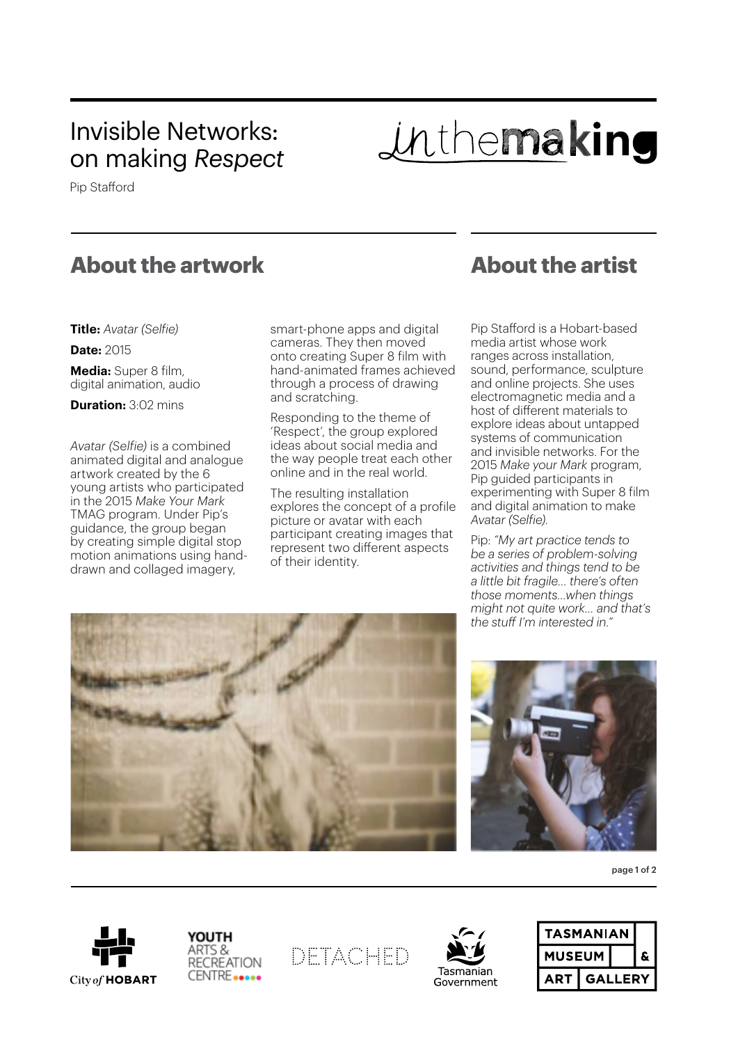# Invisible Networks: on making *Respect*

inthemaking

Pip Stafford

## About the artwork

**Title:** *Avatar (Selfie)*

**Date:** 2015

**Media:** Super 8 film, digital animation, audio

**Duration:** 3:02 mins

*Avatar (Selfie)* is a combined animated digital and analogue artwork created by the 6 young artists who participated in the 2015 *Make Your Mark* TMAG program. Under Pip's guidance, the group began by creating simple digital stop motion animations using hand-drawn and collaged imagery, smart-phone apps and digital cameras. They then moved onto creating Super 8 film with hand-animated frames achieved through a process of drawing and scratching.

Responding to the theme of 'Respect', the group explored ideas about social media and the way people treat each other online and in the real world.

The resulting installation explores the concept of a profile picture or avatar with each participant creating images that represent two different aspects of their identity.

## About the artist

Pip Stafford is a Hobart-based media artist whose work ranges across installation, sound, performance, sculpture and online projects. She uses electromagnetic media and a host of different materials to explore ideas about untapped systems of communication and invisible networks. For the 2015 *Make your Mark* program, Pip guided participants in experimenting with Super 8 film and digital animation to make *Avatar (Selfie)*.

Pip: *"My art practice tends to be a series of problem-solving activities and things tend to be a little bit fragile... there's often those moments...when things might not quite work... and that's the stuff I'm interested in."*

City of HOBART · YOUTH ARTS & RECREATION CENTRE · DETACHED · Tasmanian Government · TASMANIAN MUSEUM & ART GALLERY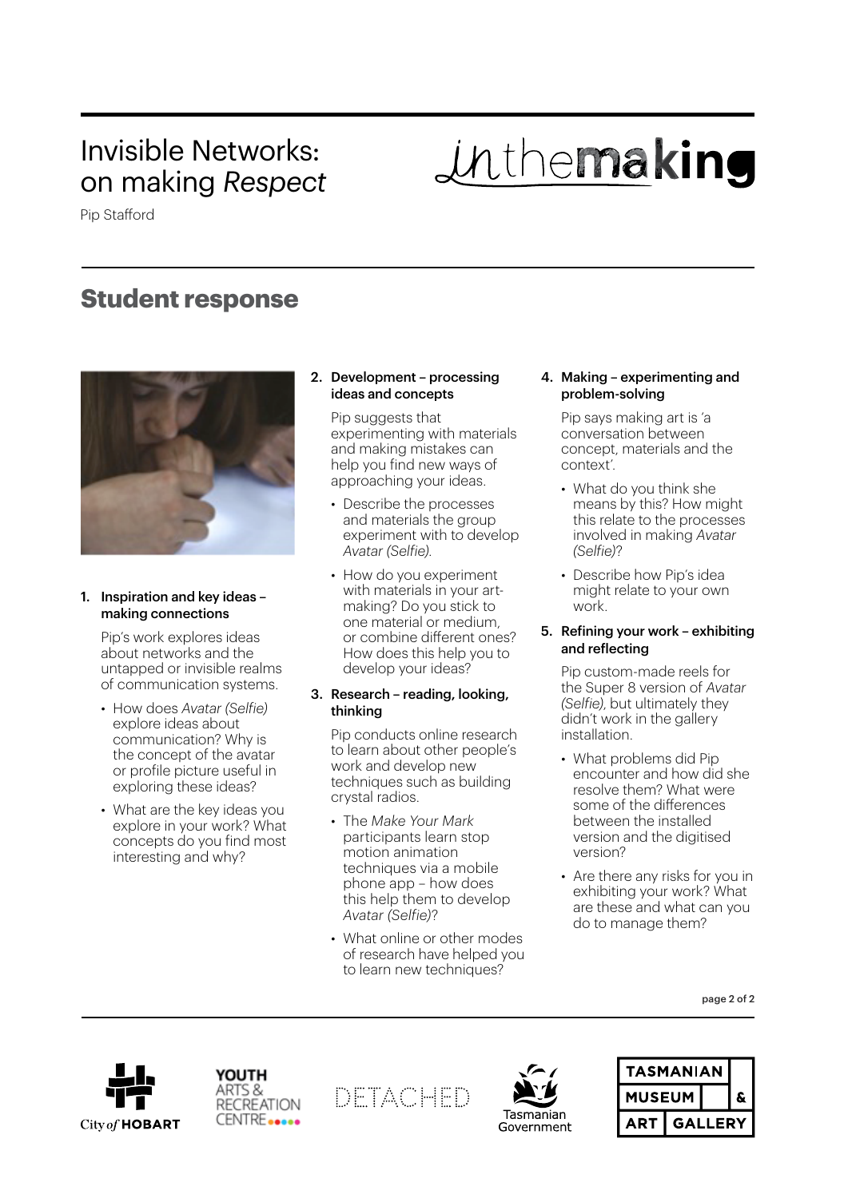# Invisible Networks: on making *Respect*

Pip Stafford

inthemaking

## Student response

1. **Inspiration and key ideas – making connections**

   Pip's work explores ideas about networks and the untapped or invisible realms of communication systems.

   - How does *Avatar (Selfie)* explore ideas about communication? Why is the concept of the avatar or profile picture useful in exploring these ideas?
   - What are the key ideas you explore in your work? What concepts do you find most interesting and why?

2. **Development – processing ideas and concepts**

   Pip suggests that experimenting with materials and making mistakes can help you find new ways of approaching your ideas.

   - Describe the processes and materials the group experiment with to develop *Avatar (Selfie).*
   - How do you experiment with materials in your art-making? Do you stick to one material or medium, or combine different ones? How does this help you to develop your ideas?

3. **Research – reading, looking, thinking**

   Pip conducts online research to learn about other people's work and develop new techniques such as building crystal radios.

   - The *Make Your Mark* participants learn stop motion animation techniques via a mobile phone app – how does this help them to develop *Avatar (Selfie)*?
   - What online or other modes of research have helped you to learn new techniques?

4. **Making – experimenting and problem-solving**

   Pip says making art is 'a conversation between concept, materials and the context'.

   - What do you think she means by this? How might this relate to the processes involved in making *Avatar (Selfie)*?
   - Describe how Pip's idea might relate to your own work.

5. **Refining your work – exhibiting and reflecting**

   Pip custom-made reels for the Super 8 version of *Avatar (Selfie)*, but ultimately they didn't work in the gallery installation.

   - What problems did Pip encounter and how did she resolve them? What were some of the differences between the installed version and the digitised version?
   - Are there any risks for you in exhibiting your work? What are these and what can you do to manage them?

City of HOBART

YOUTH ARTS & RECREATION CENTRE

DETACHED

Tasmanian Government

TASMANIAN MUSEUM & ART GALLERY